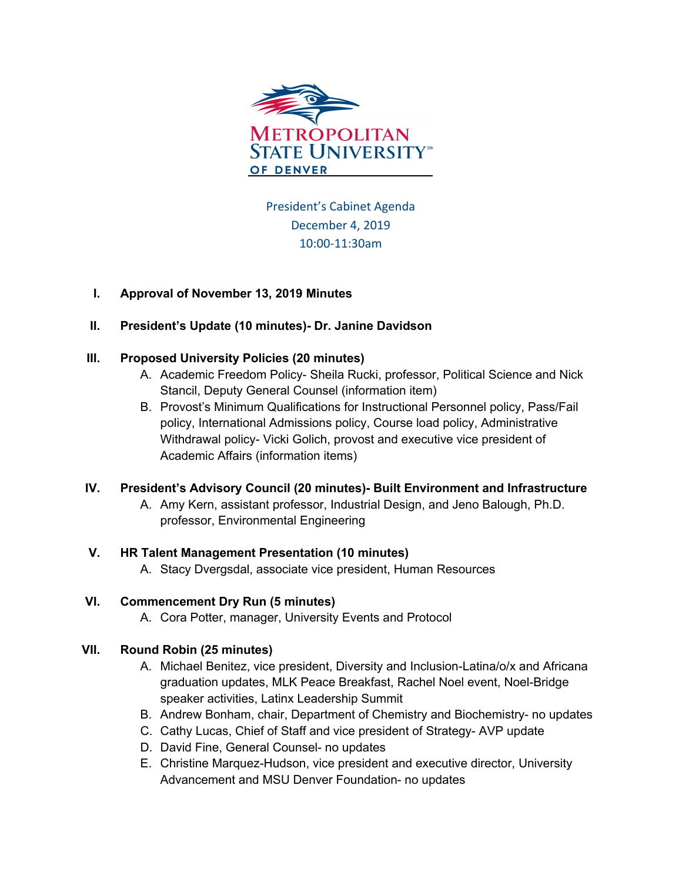Metropolitan State University of Denver

President's Cabinet Agenda
December 4, 2019
10:00-11:30am

I. **Approval of November 13, 2019 Minutes**

II. **President's Update (10 minutes)- Dr. Janine Davidson**

III. **Proposed University Policies (20 minutes)**
   A. Academic Freedom Policy- Sheila Rucki, professor, Political Science and Nick Stancil, Deputy General Counsel (information item)
   B. Provost's Minimum Qualifications for Instructional Personnel policy, Pass/Fail policy, International Admissions policy, Course load policy, Administrative Withdrawal policy- Vicki Golich, provost and executive vice president of Academic Affairs (information items)

IV. **President's Advisory Council (20 minutes)- Built Environment and Infrastructure**
   A. Amy Kern, assistant professor, Industrial Design, and Jeno Balough, Ph.D. professor, Environmental Engineering

V. **HR Talent Management Presentation (10 minutes)**
   A. Stacy Dvergsdal, associate vice president, Human Resources

VI. **Commencement Dry Run (5 minutes)**
   A. Cora Potter, manager, University Events and Protocol

VII. **Round Robin (25 minutes)**
   A. Michael Benitez, vice president, Diversity and Inclusion-Latina/o/x and Africana graduation updates, MLK Peace Breakfast, Rachel Noel event, Noel-Bridge speaker activities, Latinx Leadership Summit
   B. Andrew Bonham, chair, Department of Chemistry and Biochemistry- no updates
   C. Cathy Lucas, Chief of Staff and vice president of Strategy- AVP update
   D. David Fine, General Counsel- no updates
   E. Christine Marquez-Hudson, vice president and executive director, University Advancement and MSU Denver Foundation- no updates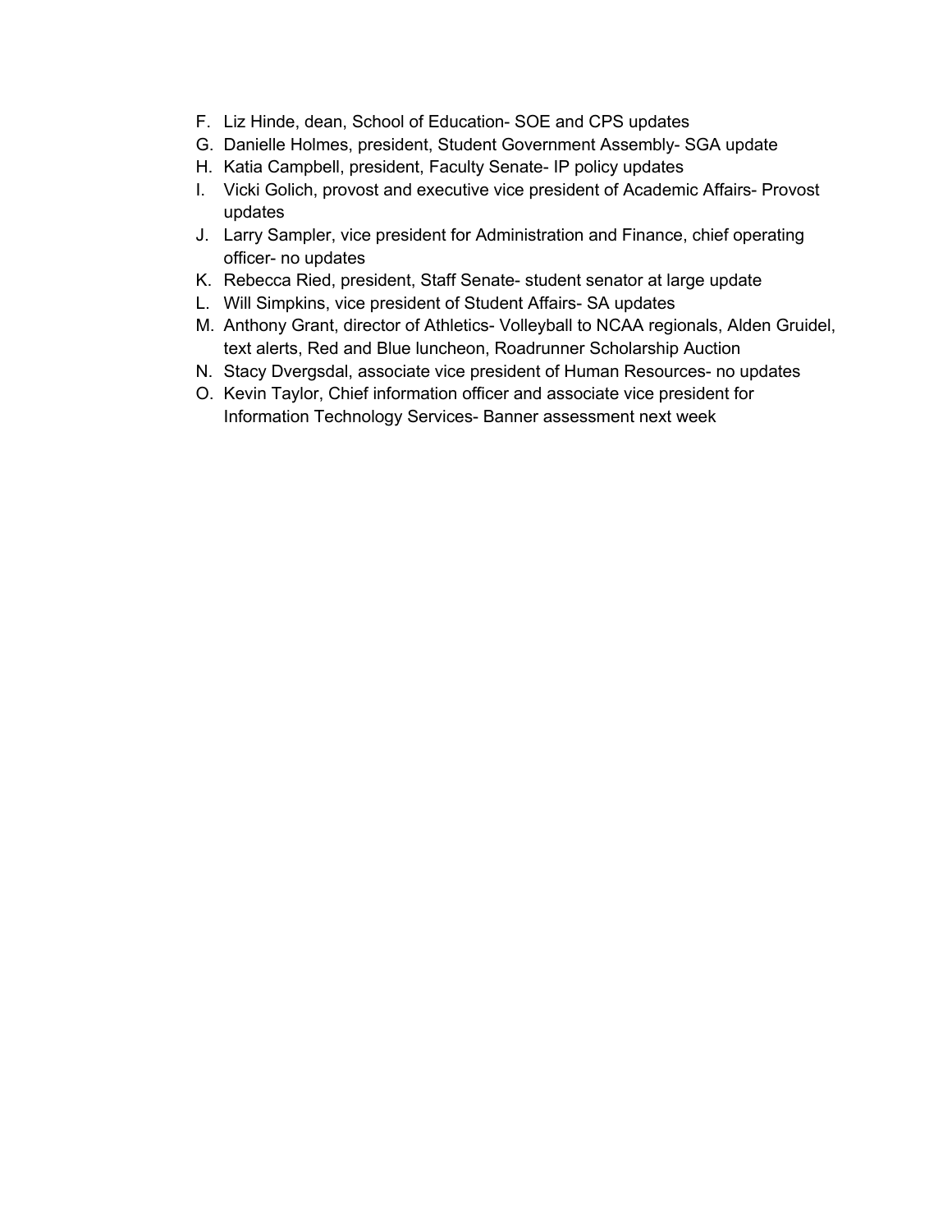F. Liz Hinde, dean, School of Education- SOE and CPS updates
G. Danielle Holmes, president, Student Government Assembly- SGA update
H. Katia Campbell, president, Faculty Senate- IP policy updates
I. Vicki Golich, provost and executive vice president of Academic Affairs- Provost updates
J. Larry Sampler, vice president for Administration and Finance, chief operating officer- no updates
K. Rebecca Ried, president, Staff Senate- student senator at large update
L. Will Simpkins, vice president of Student Affairs- SA updates
M. Anthony Grant, director of Athletics- Volleyball to NCAA regionals, Alden Gruidel, text alerts, Red and Blue luncheon, Roadrunner Scholarship Auction
N. Stacy Dvergsdal, associate vice president of Human Resources- no updates
O. Kevin Taylor, Chief information officer and associate vice president for Information Technology Services- Banner assessment next week